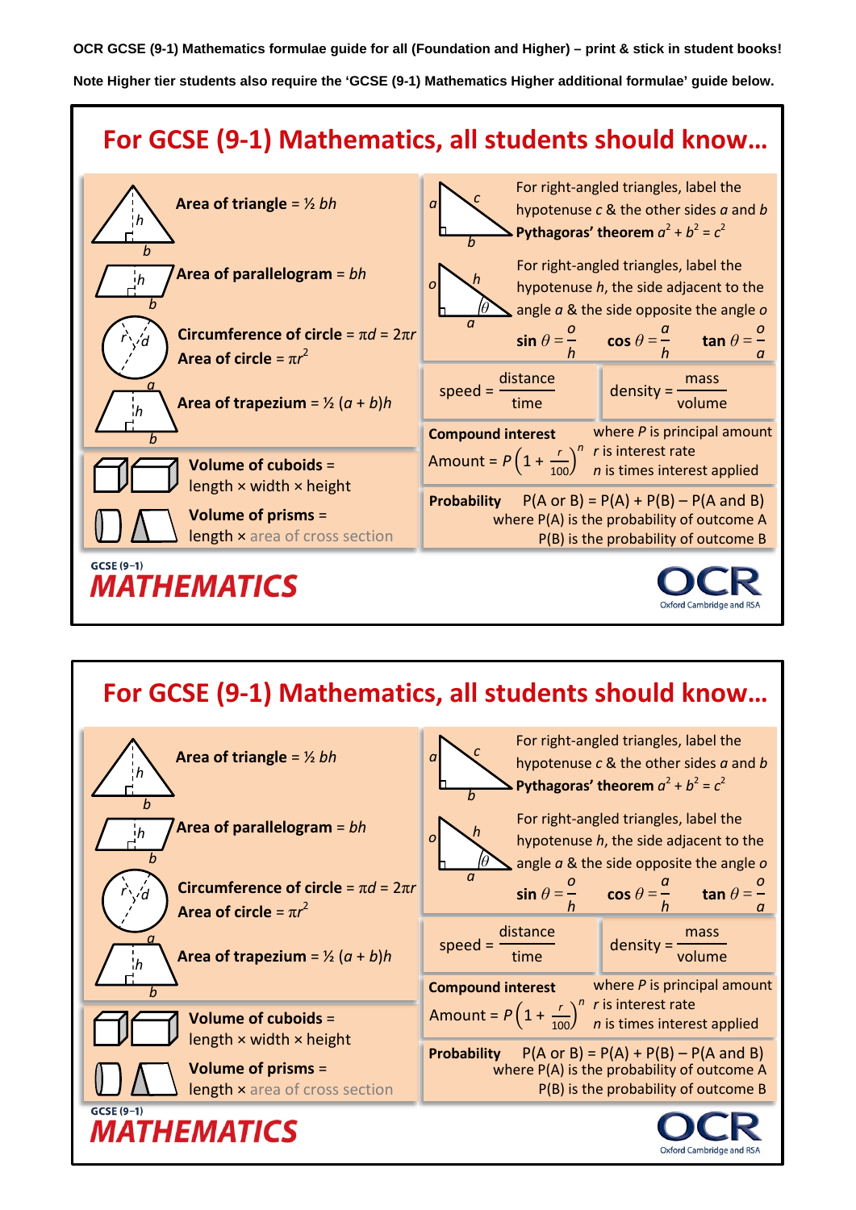OCR GCSE (9-1) Mathematics formulae guide for all (Foundation and Higher) – print & stick in student books!

Note Higher tier students also require the 'GCSE (9-1) Mathematics Higher additional formulae' guide below.

## For GCSE (9-1) Mathematics, all students should know…

**Area of triangle** = $\frac{1}{2}bh$

**Area of parallelogram** = $bh$

**Circumference of circle** = $\pi d = 2\pi r$

**Area of circle** = $\pi r^2$

**Area of trapezium** = $\frac{1}{2}(a + b)h$

**Volume of cuboids** = length × width × height

**Volume of prisms** = length × area of cross section

For right-angled triangles, label the hypotenuse $c$ & the other sides $a$ and $b$

**Pythagoras' theorem** $a^2 + b^2 = c^2$

For right-angled triangles, label the hypotenuse $h$, the side adjacent to the angle $a$ & the side opposite the angle $o$

$\sin\theta = \frac{o}{h}$ $\cos\theta = \frac{a}{h}$ $\tan\theta = \frac{o}{a}$

speed = $\frac{\text{distance}}{\text{time}}$

density = $\frac{\text{mass}}{\text{volume}}$

**Compound interest**

Amount = $P\left(1 + \frac{r}{100}\right)^n$

where $P$ is principal amount
$r$ is interest rate
$n$ is times interest applied

**Probability** P(A or B) = P(A) + P(B) – P(A and B)
where P(A) is the probability of outcome A
P(B) is the probability of outcome B

GCSE (9–1) MATHEMATICS

OCR Oxford Cambridge and RSA

## For GCSE (9-1) Mathematics, all students should know…

**Area of triangle** = $\frac{1}{2}bh$

**Area of parallelogram** = $bh$

**Circumference of circle** = $\pi d = 2\pi r$

**Area of circle** = $\pi r^2$

**Area of trapezium** = $\frac{1}{2}(a + b)h$

**Volume of cuboids** = length × width × height

**Volume of prisms** = length × area of cross section

For right-angled triangles, label the hypotenuse $c$ & the other sides $a$ and $b$

**Pythagoras' theorem** $a^2 + b^2 = c^2$

For right-angled triangles, label the hypotenuse $h$, the side adjacent to the angle $a$ & the side opposite the angle $o$

$\sin\theta = \frac{o}{h}$ $\cos\theta = \frac{a}{h}$ $\tan\theta = \frac{o}{a}$

speed = $\frac{\text{distance}}{\text{time}}$

density = $\frac{\text{mass}}{\text{volume}}$

**Compound interest**

Amount = $P\left(1 + \frac{r}{100}\right)^n$

where $P$ is principal amount
$r$ is interest rate
$n$ is times interest applied

**Probability** P(A or B) = P(A) + P(B) – P(A and B)
where P(A) is the probability of outcome A
P(B) is the probability of outcome B

GCSE (9–1) MATHEMATICS

OCR Oxford Cambridge and RSA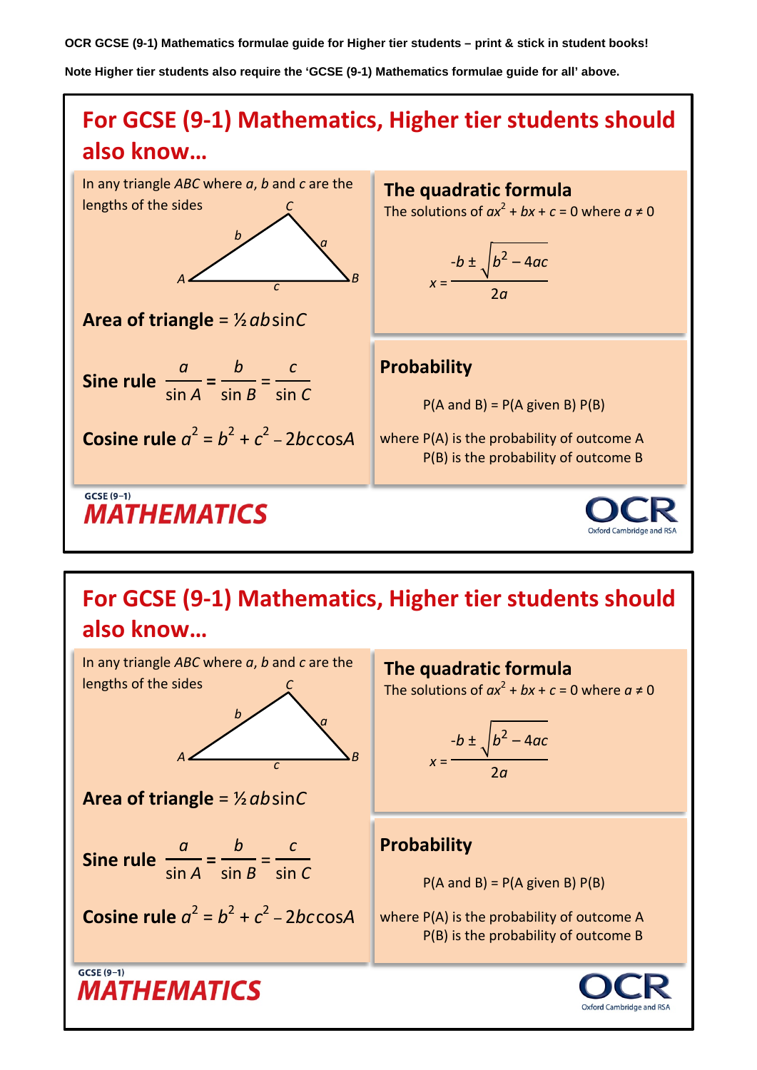**OCR GCSE (9-1) Mathematics formulae guide for Higher tier students – print & stick in student books!**

**Note Higher tier students also require the 'GCSE (9-1) Mathematics formulae guide for all' above.**

## For GCSE (9-1) Mathematics, Higher tier students should also know…

In any triangle $ABC$ where $a$, $b$ and $c$ are the lengths of the sides

C

b a

A B

c

**Area of triangle** = $\frac{1}{2}ab\sin C$

**Sine rule** $\frac{a}{\sin A} = \frac{b}{\sin B} = \frac{c}{\sin C}$

**Cosine rule** $a^2 = b^2 + c^2 - 2bc\cos A$

### The quadratic formula

The solutions of $ax^2 + bx + c = 0$ where $a \neq 0$

$$x = \frac{-b \pm \sqrt{b^2 - 4ac}}{2a}$$

### Probability

P(A and B) = P(A given B) P(B)

where P(A) is the probability of outcome A
P(B) is the probability of outcome B

GCSE (9–1)
MATHEMATICS

OCR
Oxford Cambridge and RSA

## For GCSE (9-1) Mathematics, Higher tier students should also know…

In any triangle $ABC$ where $a$, $b$ and $c$ are the lengths of the sides

C

b a

A B

c

**Area of triangle** = $\frac{1}{2}ab\sin C$

**Sine rule** $\frac{a}{\sin A} = \frac{b}{\sin B} = \frac{c}{\sin C}$

**Cosine rule** $a^2 = b^2 + c^2 - 2bc\cos A$

### The quadratic formula

The solutions of $ax^2 + bx + c = 0$ where $a \neq 0$

$$x = \frac{-b \pm \sqrt{b^2 - 4ac}}{2a}$$

### Probability

P(A and B) = P(A given B) P(B)

where P(A) is the probability of outcome A
P(B) is the probability of outcome B

GCSE (9–1)
MATHEMATICS

OCR
Oxford Cambridge and RSA